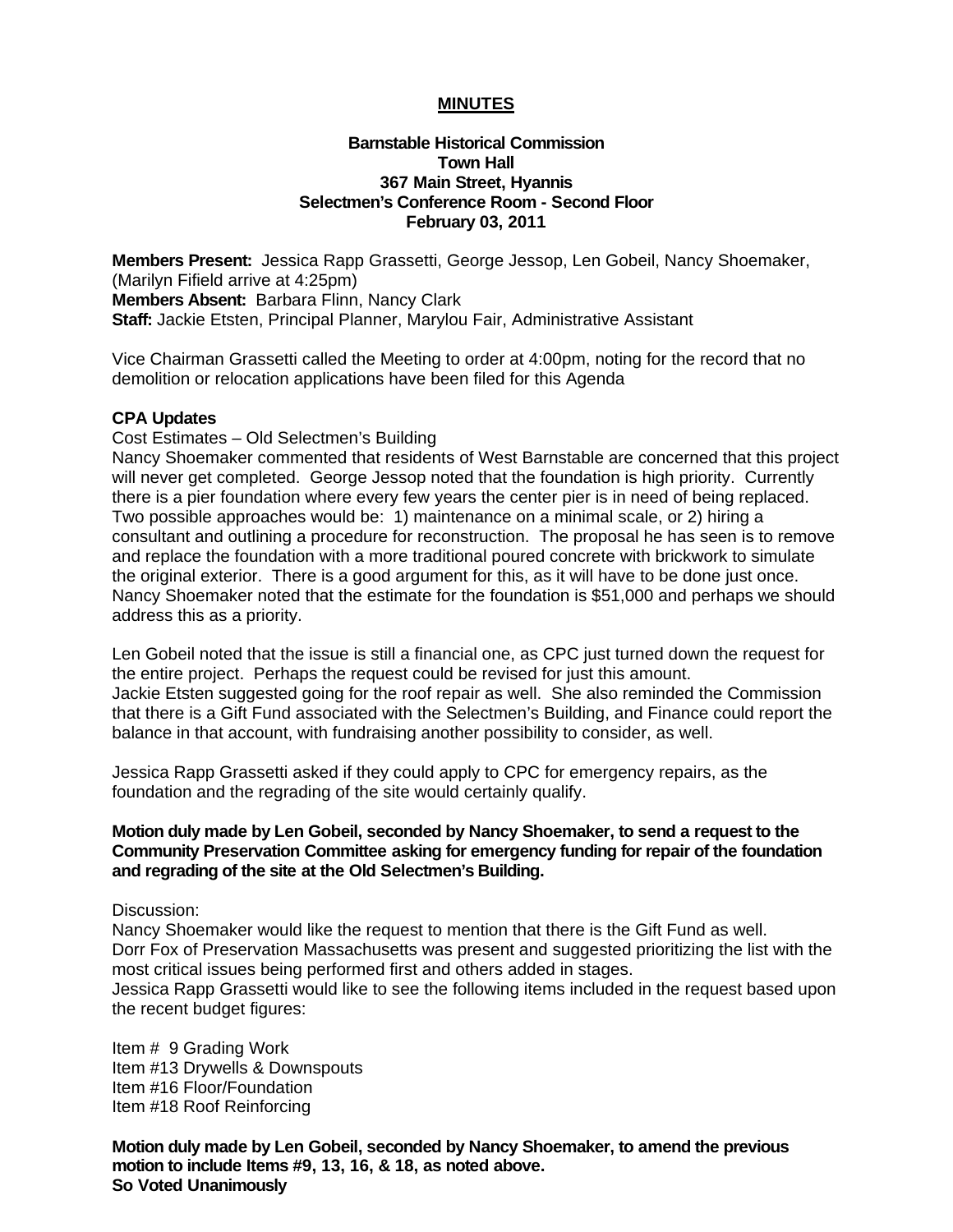# MINUTES

**Barnstable Historical Commission**
**Town Hall**
**367 Main Street, Hyannis**
**Selectmen's Conference Room - Second Floor**
**February 03, 2011**

**Members Present:** Jessica Rapp Grassetti, George Jessop, Len Gobeil, Nancy Shoemaker, (Marilyn Fifield arrive at 4:25pm)
**Members Absent:** Barbara Flinn, Nancy Clark
**Staff:** Jackie Etsten, Principal Planner, Marylou Fair, Administrative Assistant

Vice Chairman Grassetti called the Meeting to order at 4:00pm, noting for the record that no demolition or relocation applications have been filed for this Agenda

**CPA Updates**

Cost Estimates – Old Selectmen's Building

Nancy Shoemaker commented that residents of West Barnstable are concerned that this project will never get completed. George Jessop noted that the foundation is high priority. Currently there is a pier foundation where every few years the center pier is in need of being replaced. Two possible approaches would be: 1) maintenance on a minimal scale, or 2) hiring a consultant and outlining a procedure for reconstruction. The proposal he has seen is to remove and replace the foundation with a more traditional poured concrete with brickwork to simulate the original exterior. There is a good argument for this, as it will have to be done just once. Nancy Shoemaker noted that the estimate for the foundation is $51,000 and perhaps we should address this as a priority.

Len Gobeil noted that the issue is still a financial one, as CPC just turned down the request for the entire project. Perhaps the request could be revised for just this amount.
Jackie Etsten suggested going for the roof repair as well. She also reminded the Commission that there is a Gift Fund associated with the Selectmen's Building, and Finance could report the balance in that account, with fundraising another possibility to consider, as well.

Jessica Rapp Grassetti asked if they could apply to CPC for emergency repairs, as the foundation and the regrading of the site would certainly qualify.

**Motion duly made by Len Gobeil, seconded by Nancy Shoemaker, to send a request to the Community Preservation Committee asking for emergency funding for repair of the foundation and regrading of the site at the Old Selectmen's Building.**

Discussion:
Nancy Shoemaker would like the request to mention that there is the Gift Fund as well.
Dorr Fox of Preservation Massachusetts was present and suggested prioritizing the list with the most critical issues being performed first and others added in stages.
Jessica Rapp Grassetti would like to see the following items included in the request based upon the recent budget figures:

Item # 9 Grading Work
Item #13 Drywells & Downspouts
Item #16 Floor/Foundation
Item #18 Roof Reinforcing

**Motion duly made by Len Gobeil, seconded by Nancy Shoemaker, to amend the previous motion to include Items #9, 13, 16, & 18, as noted above.**
**So Voted Unanimously**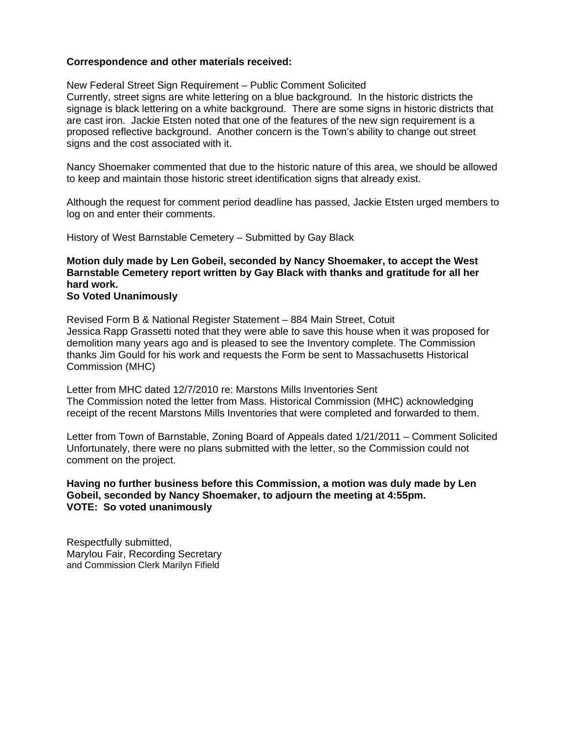**Correspondence and other materials received:**

New Federal Street Sign Requirement – Public Comment Solicited
Currently, street signs are white lettering on a blue background. In the historic districts the signage is black lettering on a white background. There are some signs in historic districts that are cast iron. Jackie Etsten noted that one of the features of the new sign requirement is a proposed reflective background. Another concern is the Town's ability to change out street signs and the cost associated with it.

Nancy Shoemaker commented that due to the historic nature of this area, we should be allowed to keep and maintain those historic street identification signs that already exist.

Although the request for comment period deadline has passed, Jackie Etsten urged members to log on and enter their comments.

History of West Barnstable Cemetery – Submitted by Gay Black

**Motion duly made by Len Gobeil, seconded by Nancy Shoemaker, to accept the West Barnstable Cemetery report written by Gay Black with thanks and gratitude for all her hard work.**
**So Voted Unanimously**

Revised Form B & National Register Statement – 884 Main Street, Cotuit
Jessica Rapp Grassetti noted that they were able to save this house when it was proposed for demolition many years ago and is pleased to see the Inventory complete. The Commission thanks Jim Gould for his work and requests the Form be sent to Massachusetts Historical Commission (MHC)

Letter from MHC dated 12/7/2010 re: Marstons Mills Inventories Sent
The Commission noted the letter from Mass. Historical Commission (MHC) acknowledging receipt of the recent Marstons Mills Inventories that were completed and forwarded to them.

Letter from Town of Barnstable, Zoning Board of Appeals dated 1/21/2011 – Comment Solicited
Unfortunately, there were no plans submitted with the letter, so the Commission could not comment on the project.

**Having no further business before this Commission, a motion was duly made by Len Gobeil, seconded by Nancy Shoemaker, to adjourn the meeting at 4:55pm.**
**VOTE: So voted unanimously**

Respectfully submitted,
Marylou Fair, Recording Secretary
and Commission Clerk Marilyn Fifield